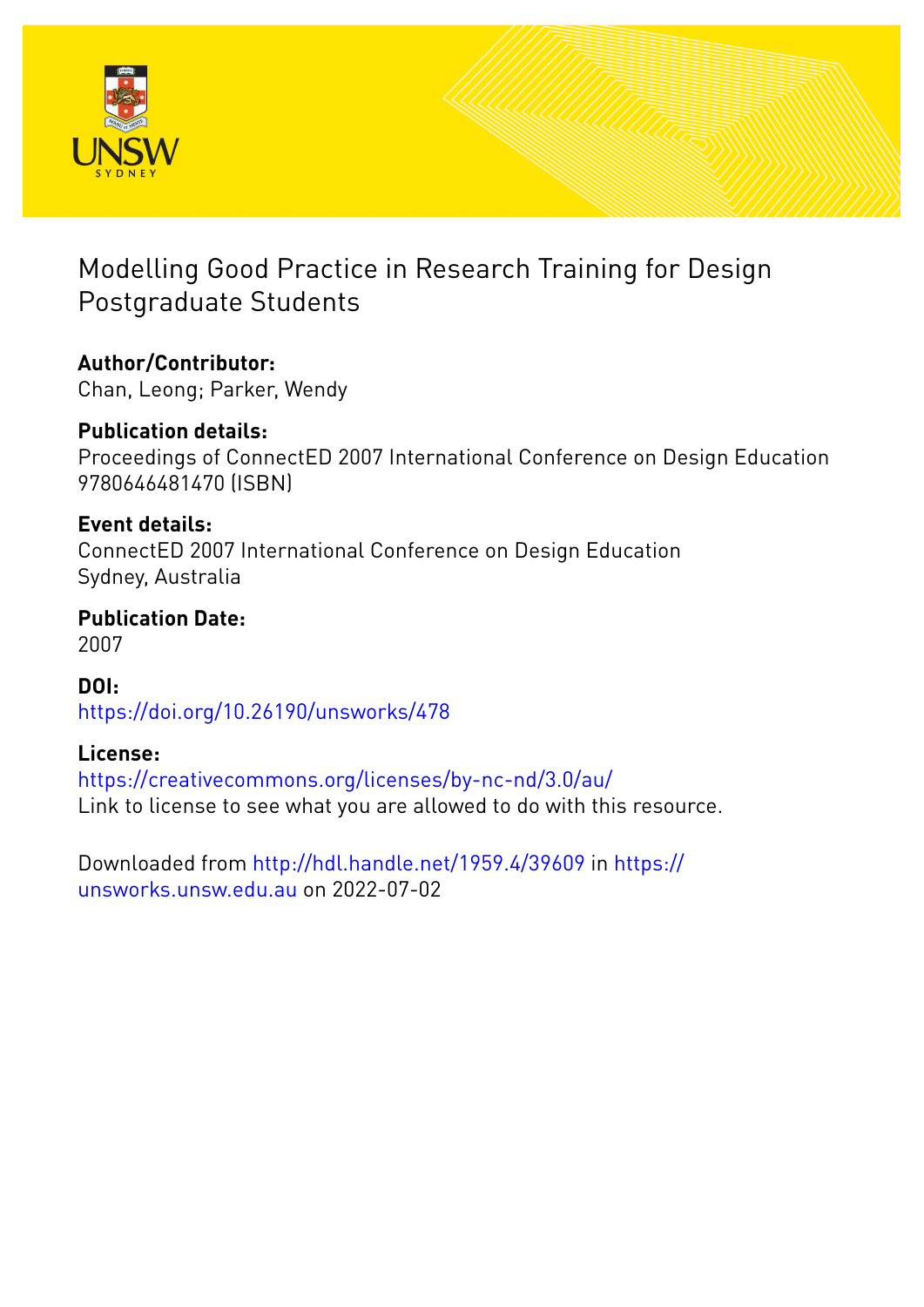# Modelling Good Practice in Research Training for Design Postgraduate Students

**Author/Contributor:**
Chan, Leong; Parker, Wendy

**Publication details:**
Proceedings of ConnectED 2007 International Conference on Design Education
9780646481470 (ISBN)

**Event details:**
ConnectED 2007 International Conference on Design Education
Sydney, Australia

**Publication Date:**
2007

**DOI:**
https://doi.org/10.26190/unsworks/478

**License:**
https://creativecommons.org/licenses/by-nc-nd/3.0/au/
Link to license to see what you are allowed to do with this resource.

Downloaded from http://hdl.handle.net/1959.4/39609 in https://unsworks.unsw.edu.au on 2022-07-02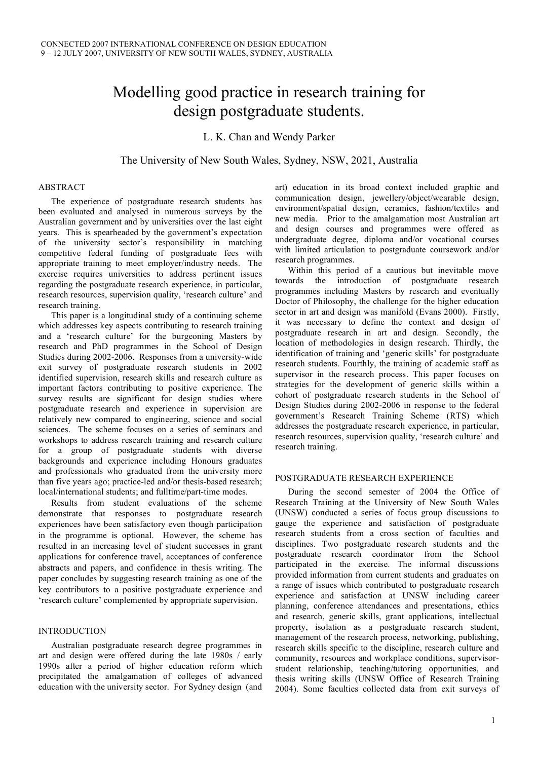# Modelling good practice in research training for design postgraduate students.

L. K. Chan and Wendy Parker

The University of New South Wales, Sydney, NSW, 2021, Australia

## ABSTRACT

The experience of postgraduate research students has been evaluated and analysed in numerous surveys by the Australian government and by universities over the last eight years. This is spearheaded by the government's expectation of the university sector's responsibility in matching competitive federal funding of postgraduate fees with appropriate training to meet employer/industry needs. The exercise requires universities to address pertinent issues regarding the postgraduate research experience, in particular, research resources, supervision quality, 'research culture' and research training.

This paper is a longitudinal study of a continuing scheme which addresses key aspects contributing to research training and a 'research culture' for the burgeoning Masters by research and PhD programmes in the School of Design Studies during 2002-2006. Responses from a university-wide exit survey of postgraduate research students in 2002 identified supervision, research skills and research culture as important factors contributing to positive experience. The survey results are significant for design studies where postgraduate research and experience in supervision are relatively new compared to engineering, science and social sciences. The scheme focuses on a series of seminars and workshops to address research training and research culture for a group of postgraduate students with diverse backgrounds and experience including Honours graduates and professionals who graduated from the university more than five years ago; practice-led and/or thesis-based research; local/international students; and fulltime/part-time modes.

Results from student evaluations of the scheme demonstrate that responses to postgraduate research experiences have been satisfactory even though participation in the programme is optional. However, the scheme has resulted in an increasing level of student successes in grant applications for conference travel, acceptances of conference abstracts and papers, and confidence in thesis writing. The paper concludes by suggesting research training as one of the key contributors to a positive postgraduate experience and 'research culture' complemented by appropriate supervision.

## INTRODUCTION

Australian postgraduate research degree programmes in art and design were offered during the late 1980s / early 1990s after a period of higher education reform which precipitated the amalgamation of colleges of advanced education with the university sector. For Sydney design (and art) education in its broad context included graphic and communication design, jewellery/object/wearable design, environment/spatial design, ceramics, fashion/textiles and new media. Prior to the amalgamation most Australian art and design courses and programmes were offered as undergraduate degree, diploma and/or vocational courses with limited articulation to postgraduate coursework and/or research programmes.

Within this period of a cautious but inevitable move towards the introduction of postgraduate research programmes including Masters by research and eventually Doctor of Philosophy, the challenge for the higher education sector in art and design was manifold (Evans 2000). Firstly, it was necessary to define the context and design of postgraduate research in art and design. Secondly, the location of methodologies in design research. Thirdly, the identification of training and 'generic skills' for postgraduate research students. Fourthly, the training of academic staff as supervisor in the research process. This paper focuses on strategies for the development of generic skills within a cohort of postgraduate research students in the School of Design Studies during 2002-2006 in response to the federal government's Research Training Scheme (RTS) which addresses the postgraduate research experience, in particular, research resources, supervision quality, 'research culture' and research training.

## POSTGRADUATE RESEARCH EXPERIENCE

During the second semester of 2004 the Office of Research Training at the University of New South Wales (UNSW) conducted a series of focus group discussions to gauge the experience and satisfaction of postgraduate research students from a cross section of faculties and disciplines. Two postgraduate research students and the postgraduate research coordinator from the School participated in the exercise. The informal discussions provided information from current students and graduates on a range of issues which contributed to postgraduate research experience and satisfaction at UNSW including career planning, conference attendances and presentations, ethics and research, generic skills, grant applications, intellectual property, isolation as a postgraduate research student, management of the research process, networking, publishing, research skills specific to the discipline, research culture and community, resources and workplace conditions, supervisor-student relationship, teaching/tutoring opportunities, and thesis writing skills (UNSW Office of Research Training 2004). Some faculties collected data from exit surveys of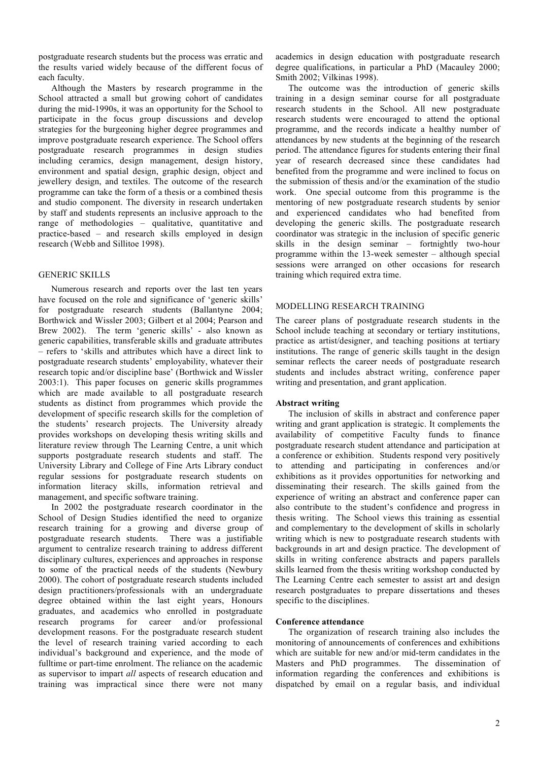postgraduate research students but the process was erratic and the results varied widely because of the different focus of each faculty.

Although the Masters by research programme in the School attracted a small but growing cohort of candidates during the mid-1990s, it was an opportunity for the School to participate in the focus group discussions and develop strategies for the burgeoning higher degree programmes and improve postgraduate research experience. The School offers postgraduate research programmes in design studies including ceramics, design management, design history, environment and spatial design, graphic design, object and jewellery design, and textiles. The outcome of the research programme can take the form of a thesis or a combined thesis and studio component. The diversity in research undertaken by staff and students represents an inclusive approach to the range of methodologies – qualitative, quantitative and practice-based – and research skills employed in design research (Webb and Sillitoe 1998).

## GENERIC SKILLS

Numerous research and reports over the last ten years have focused on the role and significance of 'generic skills' for postgraduate research students (Ballantyne 2004; Borthwick and Wissler 2003; Gilbert et al 2004; Pearson and Brew 2002). The term 'generic skills' - also known as generic capabilities, transferable skills and graduate attributes – refers to 'skills and attributes which have a direct link to postgraduate research students' employability, whatever their research topic and/or discipline base' (Borthwick and Wissler 2003:1). This paper focuses on generic skills programmes which are made available to all postgraduate research students as distinct from programmes which provide the development of specific research skills for the completion of the students' research projects. The University already provides workshops on developing thesis writing skills and literature review through The Learning Centre, a unit which supports postgraduate research students and staff. The University Library and College of Fine Arts Library conduct regular sessions for postgraduate research students on information literacy skills, information retrieval and management, and specific software training.

In 2002 the postgraduate research coordinator in the School of Design Studies identified the need to organize research training for a growing and diverse group of postgraduate research students. There was a justifiable argument to centralize research training to address different disciplinary cultures, experiences and approaches in response to some of the practical needs of the students (Newbury 2000). The cohort of postgraduate research students included design practitioners/professionals with an undergraduate degree obtained within the last eight years, Honours graduates, and academics who enrolled in postgraduate research programs for career and/or professional development reasons. For the postgraduate research student the level of research training varied according to each individual's background and experience, and the mode of fulltime or part-time enrolment. The reliance on the academic as supervisor to impart *all* aspects of research education and training was impractical since there were not many academics in design education with postgraduate research degree qualifications, in particular a PhD (Macauley 2000; Smith 2002; Vilkinas 1998).

The outcome was the introduction of generic skills training in a design seminar course for all postgraduate research students in the School. All new postgraduate research students were encouraged to attend the optional programme, and the records indicate a healthy number of attendances by new students at the beginning of the research period. The attendance figures for students entering their final year of research decreased since these candidates had benefited from the programme and were inclined to focus on the submission of thesis and/or the examination of the studio work. One special outcome from this programme is the mentoring of new postgraduate research students by senior and experienced candidates who had benefited from developing the generic skills. The postgraduate research coordinator was strategic in the inclusion of specific generic skills in the design seminar – fortnightly two-hour programme within the 13-week semester – although special sessions were arranged on other occasions for research training which required extra time.

## MODELLING RESEARCH TRAINING

The career plans of postgraduate research students in the School include teaching at secondary or tertiary institutions, practice as artist/designer, and teaching positions at tertiary institutions. The range of generic skills taught in the design seminar reflects the career needs of postgraduate research students and includes abstract writing, conference paper writing and presentation, and grant application.

### Abstract writing

The inclusion of skills in abstract and conference paper writing and grant application is strategic. It complements the availability of competitive Faculty funds to finance postgraduate research student attendance and participation at a conference or exhibition. Students respond very positively to attending and participating in conferences and/or exhibitions as it provides opportunities for networking and disseminating their research. The skills gained from the experience of writing an abstract and conference paper can also contribute to the student's confidence and progress in thesis writing. The School views this training as essential and complementary to the development of skills in scholarly writing which is new to postgraduate research students with backgrounds in art and design practice. The development of skills in writing conference abstracts and papers parallels skills learned from the thesis writing workshop conducted by The Learning Centre each semester to assist art and design research postgraduates to prepare dissertations and theses specific to the disciplines.

### Conference attendance

The organization of research training also includes the monitoring of announcements of conferences and exhibitions which are suitable for new and/or mid-term candidates in the Masters and PhD programmes. The dissemination of information regarding the conferences and exhibitions is dispatched by email on a regular basis, and individual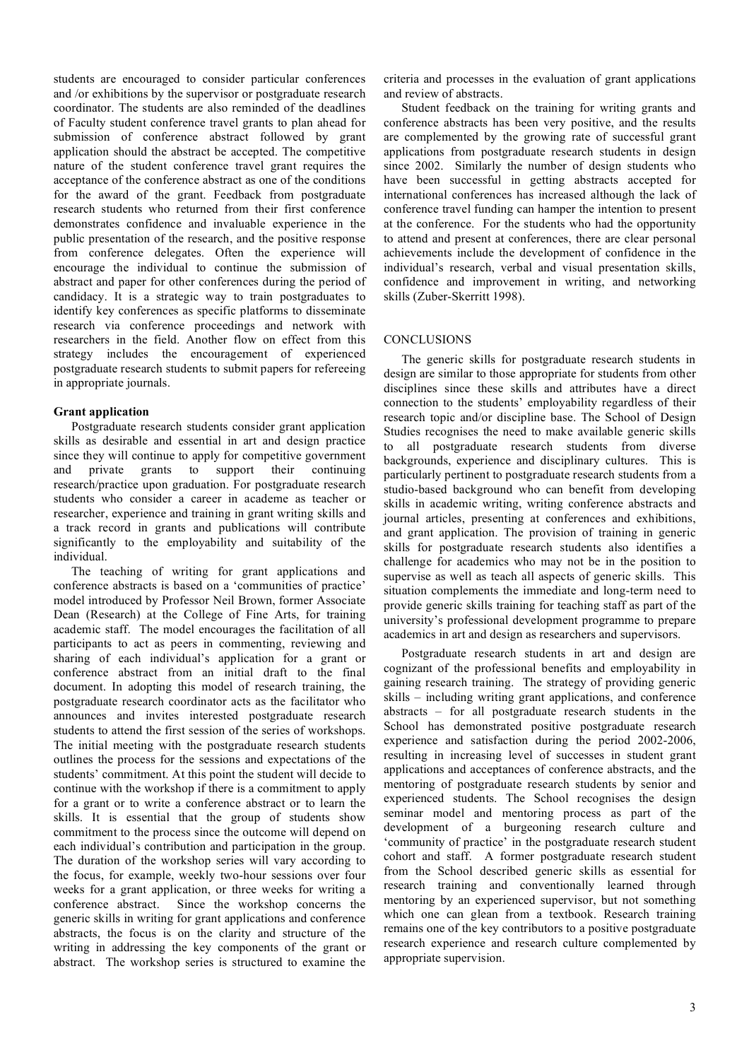students are encouraged to consider particular conferences and /or exhibitions by the supervisor or postgraduate research coordinator. The students are also reminded of the deadlines of Faculty student conference travel grants to plan ahead for submission of conference abstract followed by grant application should the abstract be accepted. The competitive nature of the student conference travel grant requires the acceptance of the conference abstract as one of the conditions for the award of the grant. Feedback from postgraduate research students who returned from their first conference demonstrates confidence and invaluable experience in the public presentation of the research, and the positive response from conference delegates. Often the experience will encourage the individual to continue the submission of abstract and paper for other conferences during the period of candidacy. It is a strategic way to train postgraduates to identify key conferences as specific platforms to disseminate research via conference proceedings and network with researchers in the field. Another flow on effect from this strategy includes the encouragement of experienced postgraduate research students to submit papers for refereeing in appropriate journals.

**Grant application**

Postgraduate research students consider grant application skills as desirable and essential in art and design practice since they will continue to apply for competitive government and private grants to support their continuing research/practice upon graduation. For postgraduate research students who consider a career in academe as teacher or researcher, experience and training in grant writing skills and a track record in grants and publications will contribute significantly to the employability and suitability of the individual.

The teaching of writing for grant applications and conference abstracts is based on a 'communities of practice' model introduced by Professor Neil Brown, former Associate Dean (Research) at the College of Fine Arts, for training academic staff. The model encourages the facilitation of all participants to act as peers in commenting, reviewing and sharing of each individual's application for a grant or conference abstract from an initial draft to the final document. In adopting this model of research training, the postgraduate research coordinator acts as the facilitator who announces and invites interested postgraduate research students to attend the first session of the series of workshops. The initial meeting with the postgraduate research students outlines the process for the sessions and expectations of the students' commitment. At this point the student will decide to continue with the workshop if there is a commitment to apply for a grant or to write a conference abstract or to learn the skills. It is essential that the group of students show commitment to the process since the outcome will depend on each individual's contribution and participation in the group. The duration of the workshop series will vary according to the focus, for example, weekly two-hour sessions over four weeks for a grant application, or three weeks for writing a conference abstract. Since the workshop concerns the generic skills in writing for grant applications and conference abstracts, the focus is on the clarity and structure of the writing in addressing the key components of the grant or abstract. The workshop series is structured to examine the criteria and processes in the evaluation of grant applications and review of abstracts.

Student feedback on the training for writing grants and conference abstracts has been very positive, and the results are complemented by the growing rate of successful grant applications from postgraduate research students in design since 2002. Similarly the number of design students who have been successful in getting abstracts accepted for international conferences has increased although the lack of conference travel funding can hamper the intention to present at the conference. For the students who had the opportunity to attend and present at conferences, there are clear personal achievements include the development of confidence in the individual's research, verbal and visual presentation skills, confidence and improvement in writing, and networking skills (Zuber-Skerritt 1998).

## CONCLUSIONS

The generic skills for postgraduate research students in design are similar to those appropriate for students from other disciplines since these skills and attributes have a direct connection to the students' employability regardless of their research topic and/or discipline base. The School of Design Studies recognises the need to make available generic skills to all postgraduate research students from diverse backgrounds, experience and disciplinary cultures. This is particularly pertinent to postgraduate research students from a studio-based background who can benefit from developing skills in academic writing, writing conference abstracts and journal articles, presenting at conferences and exhibitions, and grant application. The provision of training in generic skills for postgraduate research students also identifies a challenge for academics who may not be in the position to supervise as well as teach all aspects of generic skills. This situation complements the immediate and long-term need to provide generic skills training for teaching staff as part of the university's professional development programme to prepare academics in art and design as researchers and supervisors.

Postgraduate research students in art and design are cognizant of the professional benefits and employability in gaining research training. The strategy of providing generic skills – including writing grant applications, and conference abstracts – for all postgraduate research students in the School has demonstrated positive postgraduate research experience and satisfaction during the period 2002-2006, resulting in increasing level of successes in student grant applications and acceptances of conference abstracts, and the mentoring of postgraduate research students by senior and experienced students. The School recognises the design seminar model and mentoring process as part of the development of a burgeoning research culture and 'community of practice' in the postgraduate research student cohort and staff. A former postgraduate research student from the School described generic skills as essential for research training and conventionally learned through mentoring by an experienced supervisor, but not something which one can glean from a textbook. Research training remains one of the key contributors to a positive postgraduate research experience and research culture complemented by appropriate supervision.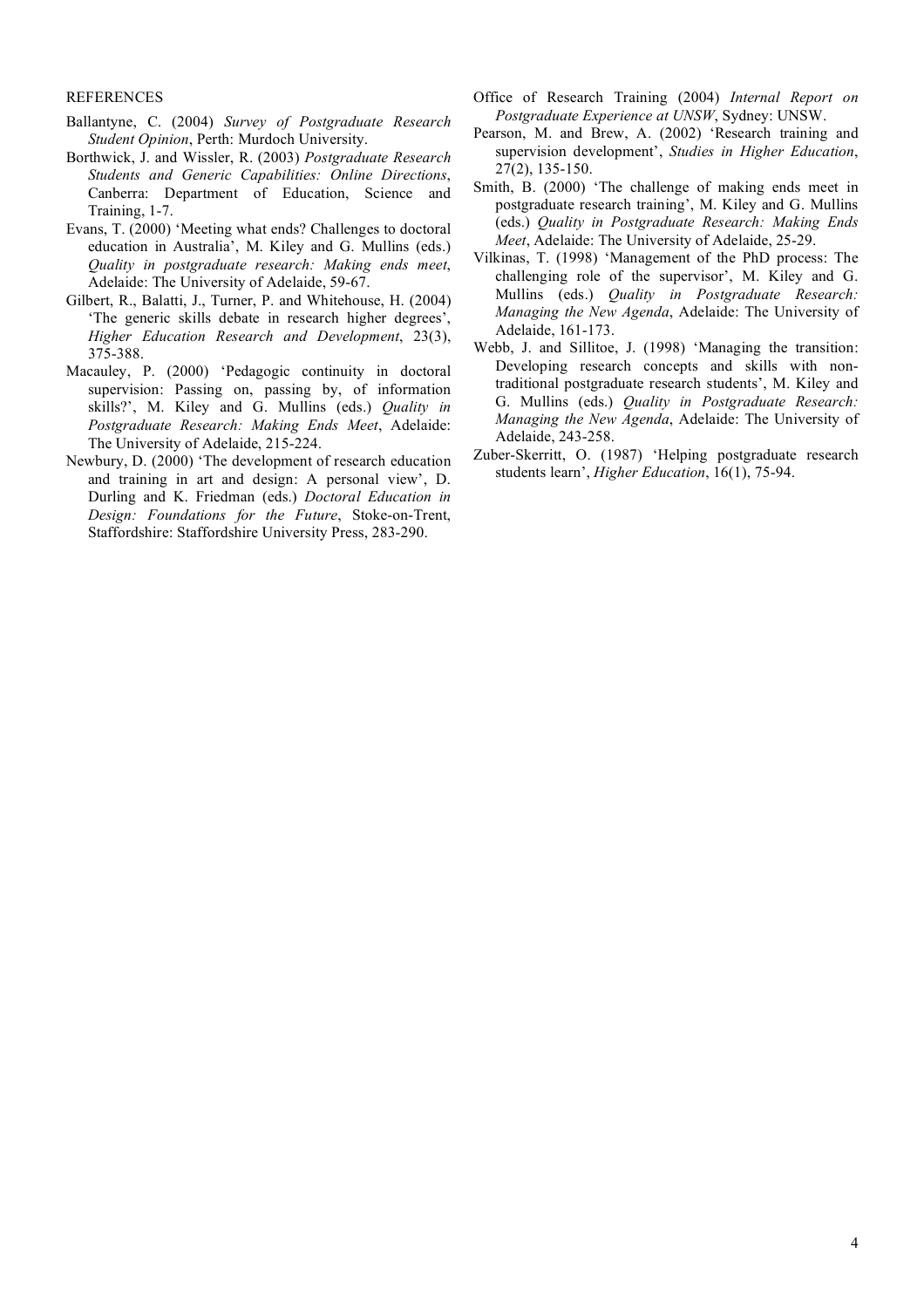## REFERENCES

Ballantyne, C. (2004) *Survey of Postgraduate Research Student Opinion*, Perth: Murdoch University.

Borthwick, J. and Wissler, R. (2003) *Postgraduate Research Students and Generic Capabilities: Online Directions*, Canberra: Department of Education, Science and Training, 1-7.

Evans, T. (2000) 'Meeting what ends? Challenges to doctoral education in Australia', M. Kiley and G. Mullins (eds.) *Quality in postgraduate research: Making ends meet*, Adelaide: The University of Adelaide, 59-67.

Gilbert, R., Balatti, J., Turner, P. and Whitehouse, H. (2004) 'The generic skills debate in research higher degrees', *Higher Education Research and Development*, 23(3), 375-388.

Macauley, P. (2000) 'Pedagogic continuity in doctoral supervision: Passing on, passing by, of information skills?', M. Kiley and G. Mullins (eds.) *Quality in Postgraduate Research: Making Ends Meet*, Adelaide: The University of Adelaide, 215-224.

Newbury, D. (2000) 'The development of research education and training in art and design: A personal view', D. Durling and K. Friedman (eds.) *Doctoral Education in Design: Foundations for the Future*, Stoke-on-Trent, Staffordshire: Staffordshire University Press, 283-290.

Office of Research Training (2004) *Internal Report on Postgraduate Experience at UNSW*, Sydney: UNSW.

Pearson, M. and Brew, A. (2002) 'Research training and supervision development', *Studies in Higher Education*, 27(2), 135-150.

Smith, B. (2000) 'The challenge of making ends meet in postgraduate research training', M. Kiley and G. Mullins (eds.) *Quality in Postgraduate Research: Making Ends Meet*, Adelaide: The University of Adelaide, 25-29.

Vilkinas, T. (1998) 'Management of the PhD process: The challenging role of the supervisor', M. Kiley and G. Mullins (eds.) *Quality in Postgraduate Research: Managing the New Agenda*, Adelaide: The University of Adelaide, 161-173.

Webb, J. and Sillitoe, J. (1998) 'Managing the transition: Developing research concepts and skills with non-traditional postgraduate research students', M. Kiley and G. Mullins (eds.) *Quality in Postgraduate Research: Managing the New Agenda*, Adelaide: The University of Adelaide, 243-258.

Zuber-Skerritt, O. (1987) 'Helping postgraduate research students learn', *Higher Education*, 16(1), 75-94.